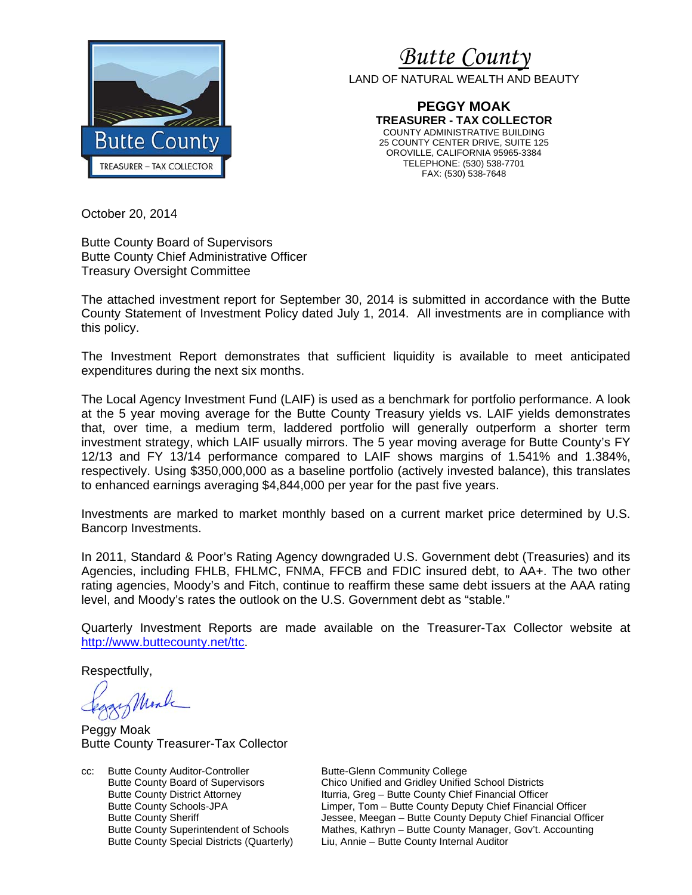# Butte County

LAND OF NATURAL WEALTH AND BEAUTY

**PEGGY MOAK**
**TREASURER - TAX COLLECTOR**
COUNTY ADMINISTRATIVE BUILDING
25 COUNTY CENTER DRIVE, SUITE 125
OROVILLE, CALIFORNIA 95965-3384
TELEPHONE: (530) 538-7701
FAX: (530) 538-7648

October 20, 2014

Butte County Board of Supervisors
Butte County Chief Administrative Officer
Treasury Oversight Committee

The attached investment report for September 30, 2014 is submitted in accordance with the Butte County Statement of Investment Policy dated July 1, 2014. All investments are in compliance with this policy.

The Investment Report demonstrates that sufficient liquidity is available to meet anticipated expenditures during the next six months.

The Local Agency Investment Fund (LAIF) is used as a benchmark for portfolio performance. A look at the 5 year moving average for the Butte County Treasury yields vs. LAIF yields demonstrates that, over time, a medium term, laddered portfolio will generally outperform a shorter term investment strategy, which LAIF usually mirrors. The 5 year moving average for Butte County's FY 12/13 and FY 13/14 performance compared to LAIF shows margins of 1.541% and 1.384%, respectively. Using $350,000,000 as a baseline portfolio (actively invested balance), this translates to enhanced earnings averaging $4,844,000 per year for the past five years.

Investments are marked to market monthly based on a current market price determined by U.S. Bancorp Investments.

In 2011, Standard & Poor's Rating Agency downgraded U.S. Government debt (Treasuries) and its Agencies, including FHLB, FHLMC, FNMA, FFCB and FDIC insured debt, to AA+. The two other rating agencies, Moody's and Fitch, continue to reaffirm these same debt issuers at the AAA rating level, and Moody's rates the outlook on the U.S. Government debt as "stable."

Quarterly Investment Reports are made available on the Treasurer-Tax Collector website at http://www.buttecounty.net/ttc.

Respectfully,

Peggy Moak
Butte County Treasurer-Tax Collector

cc: Butte County Auditor-Controller
Butte County Board of Supervisors
Butte County District Attorney
Butte County Schools-JPA
Butte County Sheriff
Butte County Superintendent of Schools
Butte County Special Districts (Quarterly)
Butte-Glenn Community College
Chico Unified and Gridley Unified School Districts
Iturria, Greg – Butte County Chief Financial Officer
Limper, Tom – Butte County Deputy Chief Financial Officer
Jessee, Meegan – Butte County Deputy Chief Financial Officer
Mathes, Kathryn – Butte County Manager, Gov't. Accounting
Liu, Annie – Butte County Internal Auditor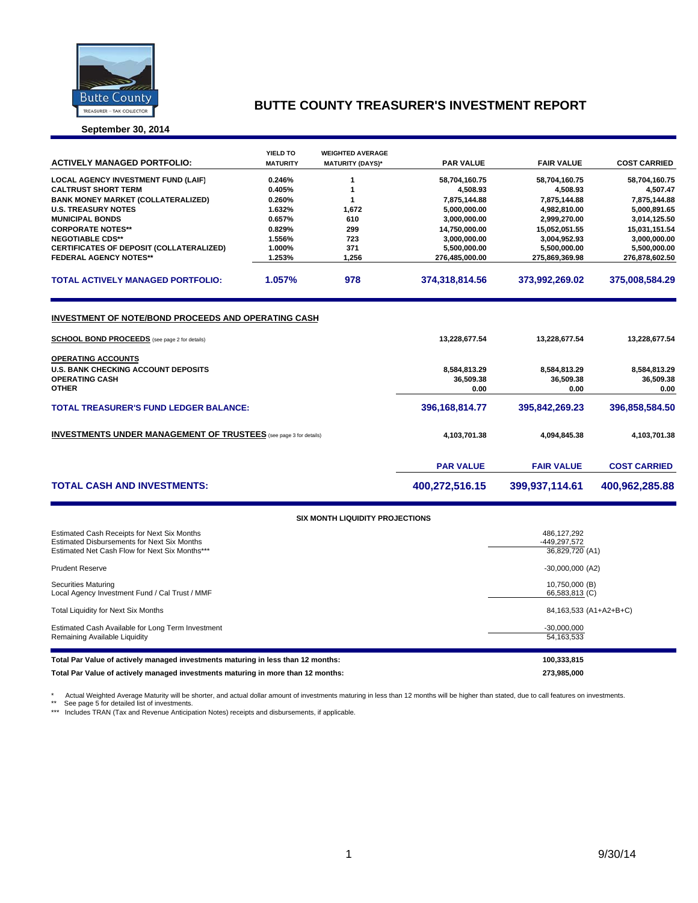# BUTTE COUNTY TREASURER'S INVESTMENT REPORT

**September 30, 2014**

| ACTIVELY MANAGED PORTFOLIO: | YIELD TO MATURITY | WEIGHTED AVERAGE MATURITY (DAYS)* | PAR VALUE | FAIR VALUE | COST CARRIED |
|---|---|---|---|---|---|
| LOCAL AGENCY INVESTMENT FUND (LAIF) | 0.246% | 1 | 58,704,160.75 | 58,704,160.75 | 58,704,160.75 |
| CALTRUST SHORT TERM | 0.405% | 1 | 4,508.93 | 4,508.93 | 4,507.47 |
| BANK MONEY MARKET (COLLATERALIZED) | 0.260% | 1 | 7,875,144.88 | 7,875,144.88 | 7,875,144.88 |
| U.S. TREASURY NOTES | 1.632% | 1,672 | 5,000,000.00 | 4,982,810.00 | 5,000,891.65 |
| MUNICIPAL BONDS | 0.657% | 610 | 3,000,000.00 | 2,999,270.00 | 3,014,125.50 |
| CORPORATE NOTES** | 0.829% | 299 | 14,750,000.00 | 15,052,051.55 | 15,031,151.54 |
| NEGOTIABLE CDS** | 1.556% | 723 | 3,000,000.00 | 3,004,952.93 | 3,000,000.00 |
| CERTIFICATES OF DEPOSIT (COLLATERALIZED) | 1.000% | 371 | 5,500,000.00 | 5,500,000.00 | 5,500,000.00 |
| FEDERAL AGENCY NOTES** | 1.253% | 1,256 | 276,485,000.00 | 275,869,369.98 | 276,878,602.50 |
| **TOTAL ACTIVELY MANAGED PORTFOLIO:** | **1.057%** | **978** | **374,318,814.56** | **373,992,269.02** | **375,008,584.29** |

## INVESTMENT OF NOTE/BOND PROCEEDS AND OPERATING CASH

| | PAR VALUE | FAIR VALUE | COST CARRIED |
|---|---|---|---|
| **SCHOOL BOND PROCEEDS** (see page 2 for details) | 13,228,677.54 | 13,228,677.54 | 13,228,677.54 |
| **OPERATING ACCOUNTS** | | | |
| U.S. BANK CHECKING ACCOUNT DEPOSITS | 8,584,813.29 | 8,584,813.29 | 8,584,813.29 |
| OPERATING CASH | 36,509.38 | 36,509.38 | 36,509.38 |
| OTHER | 0.00 | 0.00 | 0.00 |
| **TOTAL TREASURER'S FUND LEDGER BALANCE:** | **396,168,814.77** | **395,842,269.23** | **396,858,584.50** |
| **INVESTMENTS UNDER MANAGEMENT OF TRUSTEES** (see page 3 for details) | 4,103,701.38 | 4,094,845.38 | 4,103,701.38 |

| | PAR VALUE | FAIR VALUE | COST CARRIED |
|---|---|---|---|
| **TOTAL CASH AND INVESTMENTS:** | **400,272,516.15** | **399,937,114.61** | **400,962,285.88** |

### SIX MONTH LIQUIDITY PROJECTIONS

| | |
|---|---|
| Estimated Cash Receipts for Next Six Months | 486,127,292 |
| Estimated Disbursements for Next Six Months | -449,297,572 |
| Estimated Net Cash Flow for Next Six Months*** | 36,829,720 (A1) |
| Prudent Reserve | -30,000,000 (A2) |
| Securities Maturing | 10,750,000 (B) |
| Local Agency Investment Fund / Cal Trust / MMF | 66,583,813 (C) |
| Total Liquidity for Next Six Months | 84,163,533 (A1+A2+B+C) |
| Estimated Cash Available for Long Term Investment | -30,000,000 |
| Remaining Available Liquidity | 54,163,533 |

| | |
|---|---|
| **Total Par Value of actively managed investments maturing in less than 12 months:** | **100,333,815** |
| **Total Par Value of actively managed investments maturing in more than 12 months:** | **273,985,000** |

\* Actual Weighted Average Maturity will be shorter, and actual dollar amount of investments maturing in less than 12 months will be higher than stated, due to call features on investments.
\** See page 5 for detailed list of investments.
\*** Includes TRAN (Tax and Revenue Anticipation Notes) receipts and disbursements, if applicable.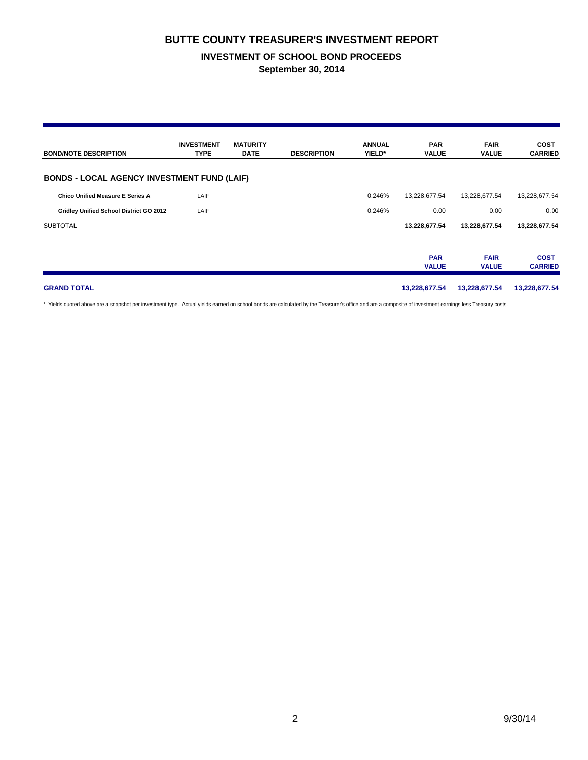# BUTTE COUNTY TREASURER'S INVESTMENT REPORT

## INVESTMENT OF SCHOOL BOND PROCEEDS

### September 30, 2014

| BOND/NOTE DESCRIPTION | INVESTMENT TYPE | MATURITY DATE | DESCRIPTION | ANNUAL YIELD* | PAR VALUE | FAIR VALUE | COST CARRIED |
|---|---|---|---|---|---|---|---|
| **BONDS - LOCAL AGENCY INVESTMENT FUND (LAIF)** | | | | | | | |
| **Chico Unified Measure E Series A** | LAIF | | | 0.246% | 13,228,677.54 | 13,228,677.54 | 13,228,677.54 |
| **Gridley Unified School District GO 2012** | LAIF | | | 0.246% | 0.00 | 0.00 | 0.00 |
| SUBTOTAL | | | | | **13,228,677.54** | **13,228,677.54** | **13,228,677.54** |
| | | | | | **PAR VALUE** | **FAIR VALUE** | **COST CARRIED** |
| **GRAND TOTAL** | | | | | **13,228,677.54** | **13,228,677.54** | **13,228,677.54** |

* Yields quoted above are a snapshot per investment type. Actual yields earned on school bonds are calculated by the Treasurer's office and are a composite of investment earnings less Treasury costs.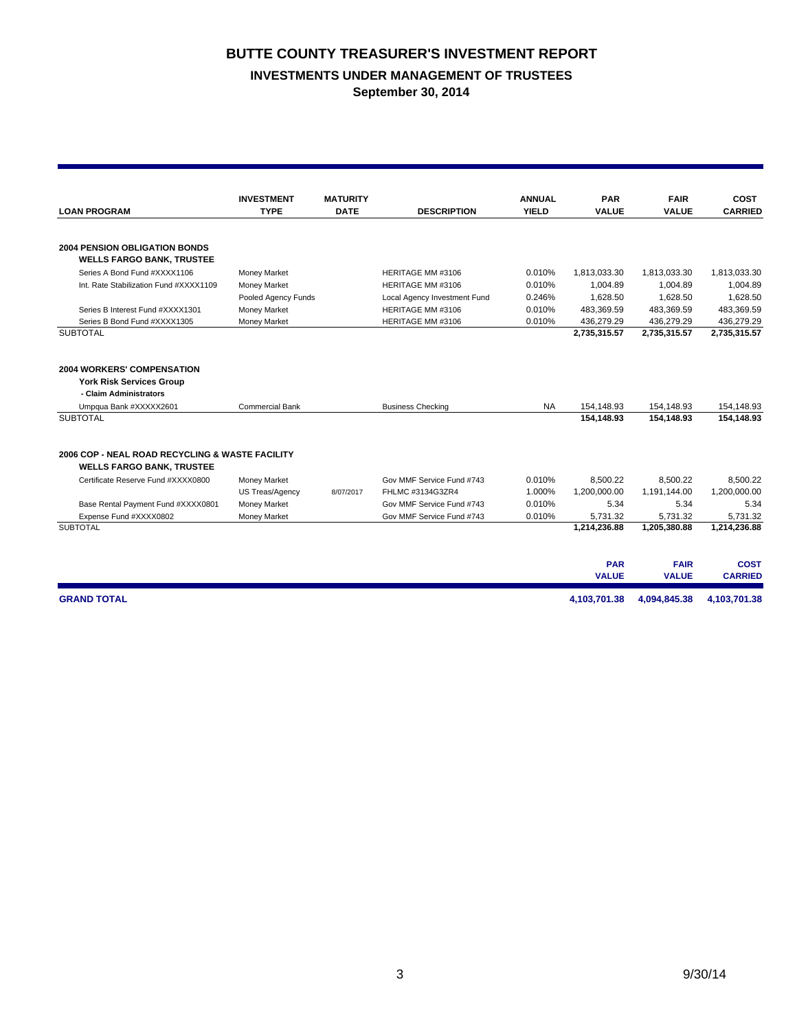# BUTTE COUNTY TREASURER'S INVESTMENT REPORT

## INVESTMENTS UNDER MANAGEMENT OF TRUSTEES

### September 30, 2014

| LOAN PROGRAM | INVESTMENT TYPE | MATURITY DATE | DESCRIPTION | ANNUAL YIELD | PAR VALUE | FAIR VALUE | COST CARRIED |
|---|---|---|---|---|---|---|---|
| **2004 PENSION OBLIGATION BONDS** | | | | | | | |
| **WELLS FARGO BANK, TRUSTEE** | | | | | | | |
| Series A Bond Fund #XXXX1106 | Money Market | | HERITAGE MM #3106 | 0.010% | 1,813,033.30 | 1,813,033.30 | 1,813,033.30 |
| Int. Rate Stabilization Fund #XXXX1109 | Money Market | | HERITAGE MM #3106 | 0.010% | 1,004.89 | 1,004.89 | 1,004.89 |
| | Pooled Agency Funds | | Local Agency Investment Fund | 0.246% | 1,628.50 | 1,628.50 | 1,628.50 |
| Series B Interest Fund #XXXX1301 | Money Market | | HERITAGE MM #3106 | 0.010% | 483,369.59 | 483,369.59 | 483,369.59 |
| Series B Bond Fund #XXXX1305 | Money Market | | HERITAGE MM #3106 | 0.010% | 436,279.29 | 436,279.29 | 436,279.29 |
| SUBTOTAL | | | | | **2,735,315.57** | **2,735,315.57** | **2,735,315.57** |
| **2004 WORKERS' COMPENSATION** | | | | | | | |
| **York Risk Services Group** | | | | | | | |
| **- Claim Administrators** | | | | | | | |
| Umpqua Bank #XXXXX2601 | Commercial Bank | | Business Checking | NA | 154,148.93 | 154,148.93 | 154,148.93 |
| SUBTOTAL | | | | | **154,148.93** | **154,148.93** | **154,148.93** |
| **2006 COP - NEAL ROAD RECYCLING & WASTE FACILITY** | | | | | | | |
| **WELLS FARGO BANK, TRUSTEE** | | | | | | | |
| Certificate Reserve Fund #XXXX0800 | Money Market | | Gov MMF Service Fund #743 | 0.010% | 8,500.22 | 8,500.22 | 8,500.22 |
| | US Treas/Agency | 8/07/2017 | FHLMC #3134G3ZR4 | 1.000% | 1,200,000.00 | 1,191,144.00 | 1,200,000.00 |
| Base Rental Payment Fund #XXXX0801 | Money Market | | Gov MMF Service Fund #743 | 0.010% | 5.34 | 5.34 | 5.34 |
| Expense Fund #XXXX0802 | Money Market | | Gov MMF Service Fund #743 | 0.010% | 5,731.32 | 5,731.32 | 5,731.32 |
| SUBTOTAL | | | | | **1,214,236.88** | **1,205,380.88** | **1,214,236.88** |

| | PAR VALUE | FAIR VALUE | COST CARRIED |
|---|---|---|---|
| **GRAND TOTAL** | **4,103,701.38** | **4,094,845.38** | **4,103,701.38** |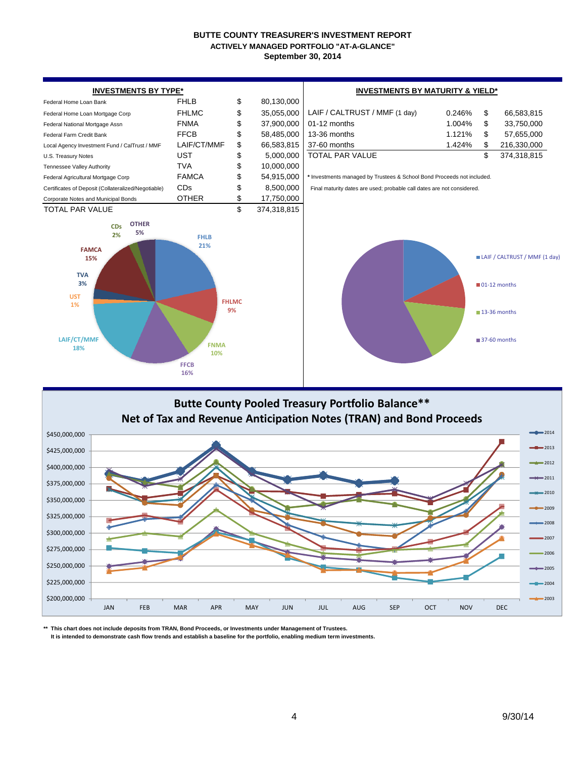# BUTTE COUNTY TREASURER'S INVESTMENT REPORT
## ACTIVELY MANAGED PORTFOLIO "AT-A-GLANCE"
### September 30, 2014

**INVESTMENTS BY TYPE***

| | | | |
|---|---|---|---|
| Federal Home Loan Bank | FHLB | $ | 80,130,000 |
| Federal Home Loan Mortgage Corp | FHLMC | $ | 35,055,000 |
| Federal National Mortgage Assn | FNMA | $ | 37,900,000 |
| Federal Farm Credit Bank | FFCB | $ | 58,485,000 |
| Local Agency Investment Fund / CalTrust / MMF | LAIF/CT/MMF | $ | 66,583,815 |
| U.S. Treasury Notes | UST | $ | 5,000,000 |
| Tennessee Valley Authority | TVA | $ | 10,000,000 |
| Federal Agricultural Mortgage Corp | FAMCA | $ | 54,915,000 |
| Certificates of Deposit (Collateralized/Negotiable) | CDs | $ | 8,500,000 |
| Corporate Notes and Municipal Bonds | OTHER | $ | 17,750,000 |
| TOTAL PAR VALUE | | $ | 374,318,815 |

FHLB 21%, FHLMC 9%, FNMA 10%, FFCB 16%, LAIF/CT/MMF 18%, UST 1%, TVA 3%, FAMCA 15%, CDs 2%, OTHER 5%

**INVESTMENTS BY MATURITY & YIELD***

| | | | |
|---|---|---|---|
| LAIF / CALTRUST / MMF (1 day) | 0.246% | $ | 66,583,815 |
| 01-12 months | 1.004% | $ | 33,750,000 |
| 13-36 months | 1.121% | $ | 57,655,000 |
| 37-60 months | 1.424% | $ | 216,330,000 |
| TOTAL PAR VALUE | | $ | 374,318,815 |

\* Investments managed by Trustees & School Bond Proceeds not included.

Final maturity dates are used; probable call dates are not considered.

## Butte County Pooled Treasury Portfolio Balance**
## Net of Tax and Revenue Anticipation Notes (TRAN) and Bond Proceeds

\*\* This chart does not include deposits from TRAN, Bond Proceeds, or Investments under Management of Trustees.
It is intended to demonstrate cash flow trends and establish a baseline for the portfolio, enabling medium term investments.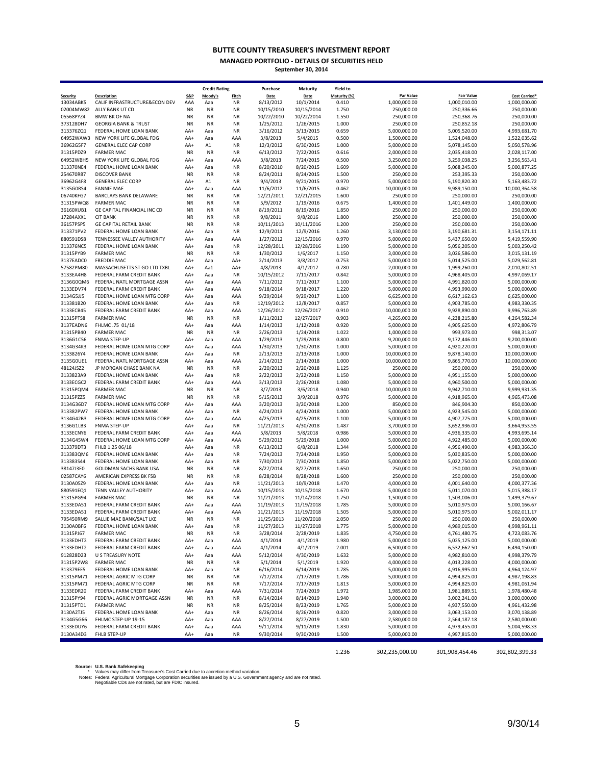# BUTTE COUNTY TREASURER'S INVESTMENT REPORT

## MANAGED PORTFOLIO - DETAILS OF SECURITIES HELD

**September 30, 2014**

| Security | Description | S&P | Moody's | Fitch | Purchase Date | Maturity Date | Yield to Maturity (%) | Par Value | Fair Value | Cost Carried* |
|---|---|---|---|---|---|---|---|---|---|---|
| | | Credit Rating | | | | | | | | |
| 13034ABK5 | CALIF INFRASTRUCTURE&ECON DEV | AAA | Aaa | NR | 8/13/2012 | 10/1/2014 | 0.410 | 1,000,000.00 | 1,000,010.00 | 1,000,000.00 |
| 02004MW82 | ALLY BANK UT CD | NR | NR | NR | 10/15/2010 | 10/15/2014 | 1.750 | 250,000.00 | 250,336.66 | 250,000.00 |
| 05568PYZ4 | BMW BK OF NA | NR | NR | NR | 10/22/2010 | 10/22/2014 | 1.550 | 250,000.00 | 250,368.76 | 250,000.00 |
| 373128DH7 | GEORGIA BANK & TRUST | NR | NR | NR | 1/25/2012 | 1/26/2015 | 1.000 | 250,000.00 | 250,852.18 | 250,000.00 |
| 313376ZQ1 | FEDERAL HOME LOAN BANK | AA+ | Aaa | NR | 3/16/2012 | 3/13/2015 | 0.659 | 5,000,000.00 | 5,005,520.00 | 4,993,681.70 |
| 64952WAW3 | NEW YORK LIFE GLOBAL FDG | AA+ | Aaa | AAA | 3/8/2013 | 5/4/2015 | 0.500 | 1,500,000.00 | 1,524,048.00 | 1,522,035.62 |
| 36962G5F7 | GENERAL ELEC CAP CORP | AA+ | A1 | NR | 12/3/2012 | 6/30/2015 | 1.000 | 5,000,000.00 | 5,078,145.00 | 5,050,578.96 |
| 31315PDZ9 | FARMER MAC | NR | NR | NR | 6/13/2012 | 7/22/2015 | 0.616 | 2,000,000.00 | 2,035,418.00 | 2,028,117.00 |
| 64952WBH5 | NEW YORK LIFE GLOBAL FDG | AA+ | Aaa | AAA | 3/8/2013 | 7/24/2015 | 0.500 | 3,250,000.00 | 3,259,038.25 | 3,256,563.41 |
| 313370NE4 | FEDERAL HOME LOAN BANK | AA+ | Aaa | NR | 8/20/2010 | 8/20/2015 | 1.609 | 5,000,000.00 | 5,068,245.00 | 5,000,877.25 |
| 254670R87 | DISCOVER BANK | NR | NR | NR | 8/24/2011 | 8/24/2015 | 1.500 | 250,000.00 | 253,395.33 | 250,000.00 |
| 36962G4F8 | GENERAL ELEC CORP | AA+ | A1 | NR | 9/4/2013 | 9/21/2015 | 0.970 | 5,000,000.00 | 5,190,820.30 | 5,163,483.72 |
| 3135G0RS4 | FANNIE MAE | AA+ | Aaa | AAA | 11/6/2012 | 11/6/2015 | 0.462 | 10,000,000.00 | 9,989,150.00 | 10,000,364.58 |
| 06740KFG7 | BARCLAYS BANK DELAWARE | NR | NR | NR | 12/21/2011 | 12/21/2015 | 1.600 | 250,000.00 | 250,000.00 | 250,000.00 |
| 31315PWQ8 | FARMER MAC | NR | NR | NR | 5/9/2012 | 1/19/2016 | 0.675 | 1,400,000.00 | 1,401,449.00 | 1,400,000.00 |
| 36160XUB1 | GE CAPITAL FINANCIAL INC CD | NR | NR | NR | 8/19/2011 | 8/19/2016 | 1.850 | 250,000.00 | 250,000.00 | 250,000.00 |
| 17284AXX1 | CIT BANK | NR | NR | NR | 9/8/2011 | 9/8/2016 | 1.800 | 250,000.00 | 250,000.00 | 250,000.00 |
| 36157PSP5 | GE CAPITAL RETAIL BANK | NR | NR | NR | 10/11/2013 | 10/11/2016 | 1.200 | 250,000.00 | 250,000.00 | 250,000.00 |
| 313371PV2 | FEDERAL HOME LOAN BANK | AA+ | Aaa | NR | 12/9/2011 | 12/9/2016 | 1.260 | 3,130,000.00 | 3,190,681.31 | 3,154,171.11 |
| 880591DS8 | TENNESSEE VALLEY AUTHORITY | AA+ | Aaa | AAA | 1/27/2012 | 12/15/2016 | 0.970 | 5,000,000.00 | 5,437,650.00 | 5,419,559.90 |
| 313376NC5 | FEDERAL HOME LOAN BANK | AA+ | Aaa | NR | 12/28/2011 | 12/28/2016 | 1.190 | 5,000,000.00 | 5,056,205.00 | 5,003,250.42 |
| 31315PYB9 | FARMER MAC | NR | NR | NR | 1/30/2012 | 1/6/2017 | 1.150 | 3,000,000.00 | 3,026,586.00 | 3,015,131.19 |
| 3137EADC0 | FREDDIE MAC | AA+ | Aaa | AA+ | 2/14/2013 | 3/8/2017 | 0.753 | 5,000,000.00 | 5,014,525.00 | 5,029,562.81 |
| 57582PM80 | MASSACHUSETTS ST GO LTD TXBL | AA+ | Aa1 | AA+ | 4/8/2013 | 4/1/2017 | 0.780 | 2,000,000.00 | 1,999,260.00 | 2,010,802.51 |
| 3133EA4H8 | FEDERAL FARM CREDIT BANK | AA+ | Aaa | NR | 10/15/2012 | 7/11/2017 | 0.842 | 5,000,000.00 | 4,968,405.00 | 4,997,069.17 |
| 3136G0QM6 | FEDERAL NATL MORTGAGE ASSN | AA+ | Aaa | AAA | 7/11/2012 | 7/11/2017 | 1.100 | 5,000,000.00 | 4,991,820.00 | 5,000,000.00 |
| 3133EDV74 | FEDERAL FARM CREDIT BANK | AA+ | Aaa | AAA | 9/18/2014 | 9/18/2017 | 1.220 | 5,000,000.00 | 4,993,990.00 | 5,000,000.00 |
| 3134G5JJ5 | FEDERAL HOME LOAN MTG CORP | AA+ | Aaa | AAA | 9/29/2014 | 9/29/2017 | 1.100 | 6,625,000.00 | 6,617,162.63 | 6,625,000.00 |
| 313381B20 | FEDERAL HOME LOAN BANK | AA+ | Aaa | NR | 12/19/2012 | 12/8/2017 | 0.857 | 5,000,000.00 | 4,903,785.00 | 4,983,330.35 |
| 3133ECB45 | FEDERAL FARM CREDIT BANK | AA+ | Aaa | AAA | 12/26/2012 | 12/26/2017 | 0.910 | 10,000,000.00 | 9,928,890.00 | 9,996,763.89 |
| 31315PTS8 | FARMER MAC | NR | NR | NR | 1/11/2013 | 12/27/2017 | 0.903 | 4,265,000.00 | 4,238,215.80 | 4,264,582.34 |
| 3137EADN6 | FHLMC .75 01/18 | AA+ | Aaa | AAA | 1/14/2013 | 1/12/2018 | 0.920 | 5,000,000.00 | 4,905,625.00 | 4,972,806.79 |
| 31315PB40 | FARMER MAC | NR | NR | NR | 2/26/2013 | 1/24/2018 | 1.022 | 1,000,000.00 | 993,973.00 | 998,313.07 |
| 3136G1C56 | FNMA STEP-UP | AA+ | Aaa | AAA | 1/29/2013 | 1/29/2018 | 0.800 | 9,200,000.00 | 9,172,446.00 | 9,200,000.00 |
| 3134G34K3 | FEDERAL HOME LOAN MTG CORP | AA+ | Aaa | AAA | 1/30/2013 | 1/30/2018 | 1.000 | 5,000,000.00 | 4,920,220.00 | 5,000,000.00 |
| 3133826Y4 | FEDERAL HOME LOAN BANK | AA+ | Aaa | NR | 2/13/2013 | 2/13/2018 | 1.000 | 10,000,000.00 | 9,878,140.00 | 10,000,000.00 |
| 3135G0UE1 | FEDERAL NATL MORTGAGE ASSN | AA+ | Aaa | AAA | 2/14/2013 | 2/14/2018 | 1.000 | 10,000,000.00 | 9,865,770.00 | 10,000,000.00 |
| 48124JSZ2 | JP MORGAN CHASE BANK NA | NR | NR | NR | 2/20/2013 | 2/20/2018 | 1.125 | 250,000.00 | 250,000.00 | 250,000.00 |
| 3133823A9 | FEDERAL HOME LOAN BANK | AA+ | Aaa | NR | 2/22/2013 | 2/22/2018 | 1.150 | 5,000,000.00 | 4,951,155.00 | 5,000,000.00 |
| 3133ECGC2 | FEDERAL FARM CREDIT BANK | AA+ | Aaa | AAA | 3/13/2013 | 2/26/2018 | 1.080 | 5,000,000.00 | 4,960,500.00 | 5,000,000.00 |
| 31315PQM4 | FARMER MAC | NR | NR | NR | 3/7/2013 | 3/6/2018 | 0.940 | 10,000,000.00 | 9,942,710.00 | 9,999,931.35 |
| 31315PZZ5 | FARMER MAC | NR | NR | NR | 5/15/2013 | 3/9/2018 | 0.976 | 5,000,000.00 | 4,918,965.00 | 4,965,473.08 |
| 3134G36D7 | FEDERAL HOME LOAN MTG CORP | AA+ | Aaa | AAA | 3/20/2013 | 3/20/2018 | 1.200 | 850,000.00 | 846,904.30 | 850,000.00 |
| 313382PW7 | FEDERAL HOME LOAN BANK | AA+ | Aaa | NR | 4/24/2013 | 4/24/2018 | 1.000 | 5,000,000.00 | 4,923,545.00 | 5,000,000.00 |
| 3134G42B3 | FEDERAL HOME LOAN MTG CORP | AA+ | Aaa | AAA | 4/25/2013 | 4/25/2018 | 1.100 | 5,000,000.00 | 4,907,775.00 | 5,000,000.00 |
| 3136G1LB3 | FNMA STEP-UP | AA+ | Aaa | NR | 11/21/2013 | 4/30/2018 | 1.487 | 3,700,000.00 | 3,652,936.00 | 3,664,953.55 |
| 3133ECNY6 | FEDERAL FARM CREDIT BANK | AA+ | Aaa | AAA | 5/8/2013 | 5/8/2018 | 0.986 | 5,000,000.00 | 4,936,335.00 | 4,993,695.14 |
| 3134G45W4 | FEDERAL HOME LOAN MTG CORP | AA+ | Aaa | AAA | 5/29/2013 | 5/29/2018 | 1.000 | 5,000,000.00 | 4,922,485.00 | 5,000,000.00 |
| 313379DT3 | FHLB 1.25 06/18 | AA+ | Aaa | NR | 6/13/2013 | 6/8/2018 | 1.344 | 5,000,000.00 | 4,956,490.00 | 4,983,366.30 |
| 313383QM6 | FEDERAL HOME LOAN BANK | AA+ | Aaa | NR | 7/24/2013 | 7/24/2018 | 1.950 | 5,000,000.00 | 5,030,835.00 | 5,000,000.00 |
| 313383S44 | FEDERAL HOME LOAN BANK | AA+ | Aaa | NR | 7/30/2013 | 7/30/2018 | 1.850 | 5,000,000.00 | 5,022,750.00 | 5,000,000.00 |
| 38147J3E0 | GOLDMAN SACHS BANK USA | NR | NR | NR | 8/27/2014 | 8/27/2018 | 1.650 | 250,000.00 | 250,000.00 | 250,000.00 |
| 02587CAY6 | AMERICAN EXPRESS BK FSB | NR | NR | NR | 8/28/2014 | 8/28/2018 | 1.600 | 250,000.00 | 250,000.00 | 250,000.00 |
| 3130A05Z9 | FEDERAL HOME LOAN BANK | AA+ | Aaa | NR | 11/21/2013 | 10/9/2018 | 1.470 | 4,000,000.00 | 4,001,640.00 | 4,000,377.36 |
| 880591EQ1 | TENN VALLEY AUTHORITY | AA+ | Aaa | AAA | 10/15/2013 | 10/15/2018 | 1.670 | 5,000,000.00 | 5,011,070.00 | 5,015,388.17 |
| 31315PG94 | FARMER MAC | NR | NR | NR | 11/21/2013 | 11/14/2018 | 1.750 | 1,500,000.00 | 1,503,006.00 | 1,499,379.67 |
| 3133EDA51 | FEDERAL FARM CREDIT BANK | AA+ | Aaa | AAA | 11/19/2013 | 11/19/2018 | 1.785 | 5,000,000.00 | 5,010,975.00 | 5,000,166.67 |
| 3133EDA51 | FEDERAL FARM CREDIT BANK | AA+ | Aaa | AAA | 11/21/2013 | 11/19/2018 | 1.505 | 5,000,000.00 | 5,010,975.00 | 5,002,011.17 |
| 795450RM9 | SALLIE MAE BANK/SALT LKE | NR | NR | NR | 11/25/2013 | 11/20/2018 | 2.050 | 250,000.00 | 250,000.00 | 250,000.00 |
| 3130A0BF6 | FEDERAL HOME LOAN BANK | AA+ | Aaa | NR | 11/27/2013 | 11/27/2018 | 1.775 | 5,000,000.00 | 4,989,015.00 | 4,998,961.11 |
| 31315PJ67 | FARMER MAC | NR | NR | NR | 3/28/2014 | 2/28/2019 | 1.835 | 4,750,000.00 | 4,761,480.75 | 4,723,083.76 |
| 3133EDHT2 | FEDERAL FARM CREDIT BANK | AA+ | Aaa | AAA | 4/1/2014 | 4/1/2019 | 1.980 | 5,000,000.00 | 5,025,125.00 | 5,000,000.00 |
| 3133EDHT2 | FEDERAL FARM CREDIT BANK | AA+ | Aaa | AAA | 4/1/2014 | 4/1/2019 | 2.001 | 6,500,000.00 | 6,532,662.50 | 6,494,150.00 |
| 912828D23 | U S TREASURY NOTE | AA+ | Aaa | AAA | 5/12/2014 | 4/30/2019 | 1.632 | 5,000,000.00 | 4,982,810.00 | 4,998,379.79 |
| 31315P2W8 | FARMER MAC | NR | NR | NR | 5/1/2014 | 5/1/2019 | 1.920 | 4,000,000.00 | 4,013,228.00 | 4,000,000.00 |
| 313379EE5 | FEDERAL HOME LOAN BANK | AA+ | Aaa | NR | 6/16/2014 | 6/14/2019 | 1.785 | 5,000,000.00 | 4,916,995.00 | 4,964,124.97 |
| 31315PM71 | FEDERAL AGRIC MTG CORP | NR | NR | NR | 7/17/2014 | 7/17/2019 | 1.786 | 5,000,000.00 | 4,994,825.00 | 4,987,198.83 |
| 31315PM71 | FEDERAL AGRIC MTG CORP | NR | NR | NR | 7/17/2014 | 7/17/2019 | 1.813 | 5,000,000.00 | 4,994,825.00 | 4,981,061.94 |
| 3133EDR20 | FEDERAL FARM CREDIT BANK | AA+ | Aaa | AAA | 7/31/2014 | 7/24/2019 | 1.972 | 1,985,000.00 | 1,981,889.51 | 1,978,480.48 |
| 31315PY94 | FEDERAL AGRIC MORTGAGE ASSN | NR | NR | NR | 8/14/2014 | 8/14/2019 | 1.940 | 3,000,000.00 | 3,002,241.00 | 3,000,000.00 |
| 31315PTD1 | FARMER MAC | NR | NR | NR | 8/25/2014 | 8/23/2019 | 1.765 | 5,000,000.00 | 4,937,550.00 | 4,961,432.98 |
| 3130A2TJ5 | FEDERAL HOME LOAN BANK | AA+ | Aaa | NR | 8/26/2014 | 8/26/2019 | 0.820 | 3,000,000.00 | 3,063,153.00 | 3,070,138.89 |
| 3134G5G66 | FHLMC STEP-UP 19-15 | AA+ | Aaa | AAA | 8/27/2014 | 8/27/2019 | 1.500 | 2,580,000.00 | 2,564,187.18 | 2,580,000.00 |
| 3133EDUY6 | FEDERAL FARM CREDIT BANK | AA+ | Aaa | AAA | 9/11/2014 | 9/11/2019 | 1.830 | 5,000,000.00 | 4,979,455.00 | 5,004,598.33 |
| 3130A34D3 | FHLB STEP-UP | AA+ | Aaa | NR | 9/30/2014 | 9/30/2019 | 1.500 | 5,000,000.00 | 4,997,815.00 | 5,000,000.00 |
| | | | | | | | 1.236 | 302,235,000.00 | 301,908,454.46 | 302,802,399.33 |

**Source:** **U.S. Bank Safekeeping**

\* Values may differ from Treasurer's Cost Carried due to accretion method variation.

Notes: Federal Agricultural Mortgage Corporation securities are issued by a U.S. Government agency and are not rated.
Negotiable CDs are not rated, but are FDIC insured.